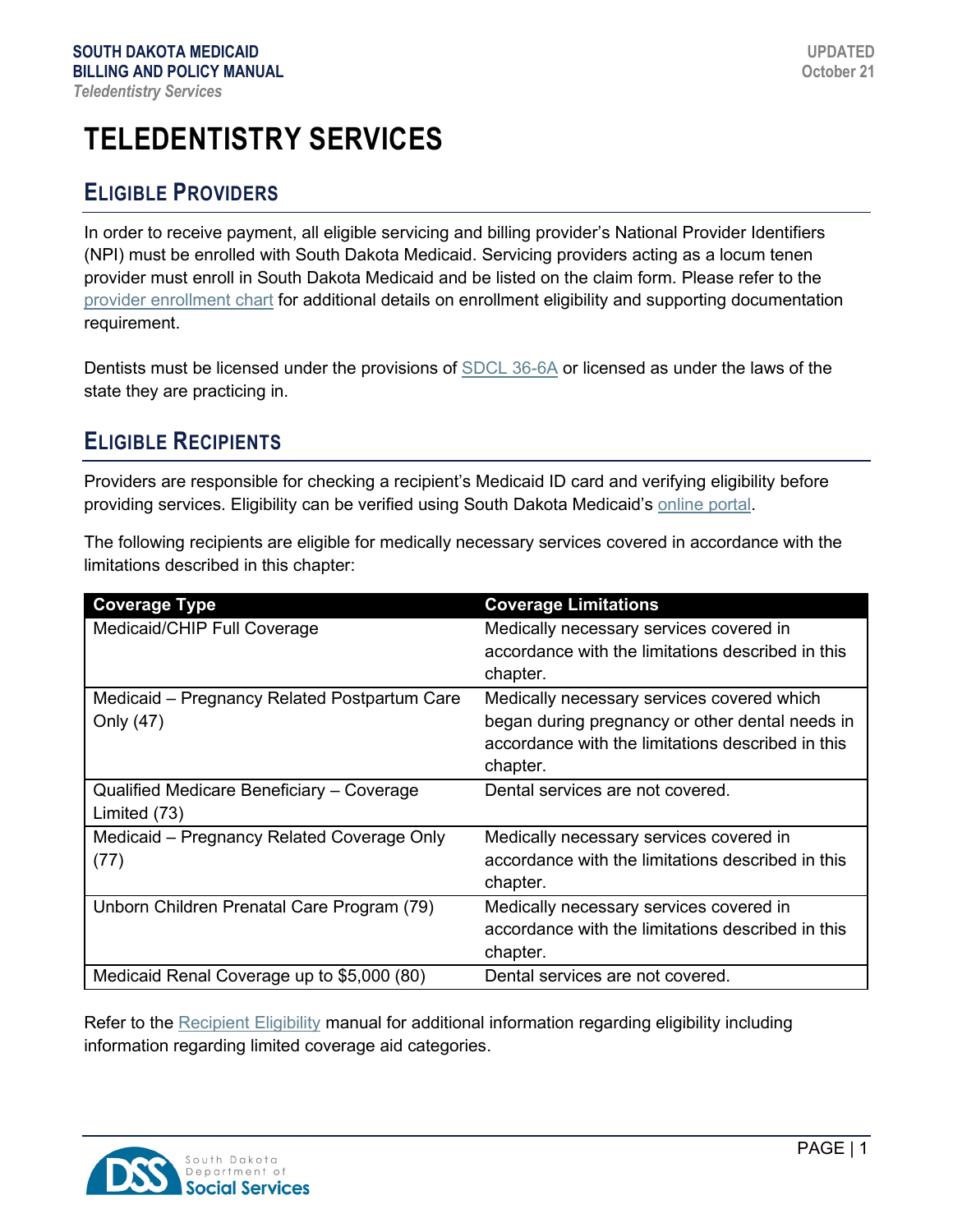# TELEDENTISTRY SERVICES

## ELIGIBLE PROVIDERS

In order to receive payment, all eligible servicing and billing provider's National Provider Identifiers (NPI) must be enrolled with South Dakota Medicaid. Servicing providers acting as a locum tenen provider must enroll in South Dakota Medicaid and be listed on the claim form. Please refer to the provider enrollment chart for additional details on enrollment eligibility and supporting documentation requirement.

Dentists must be licensed under the provisions of SDCL 36-6A or licensed as under the laws of the state they are practicing in.

## ELIGIBLE RECIPIENTS

Providers are responsible for checking a recipient's Medicaid ID card and verifying eligibility before providing services. Eligibility can be verified using South Dakota Medicaid's online portal.

The following recipients are eligible for medically necessary services covered in accordance with the limitations described in this chapter:

| Coverage Type | Coverage Limitations |
|---|---|
| Medicaid/CHIP Full Coverage | Medically necessary services covered in accordance with the limitations described in this chapter. |
| Medicaid – Pregnancy Related Postpartum Care Only (47) | Medically necessary services covered which began during pregnancy or other dental needs in accordance with the limitations described in this chapter. |
| Qualified Medicare Beneficiary – Coverage Limited (73) | Dental services are not covered. |
| Medicaid – Pregnancy Related Coverage Only (77) | Medically necessary services covered in accordance with the limitations described in this chapter. |
| Unborn Children Prenatal Care Program (79) | Medically necessary services covered in accordance with the limitations described in this chapter. |
| Medicaid Renal Coverage up to $5,000 (80) | Dental services are not covered. |

Refer to the Recipient Eligibility manual for additional information regarding eligibility including information regarding limited coverage aid categories.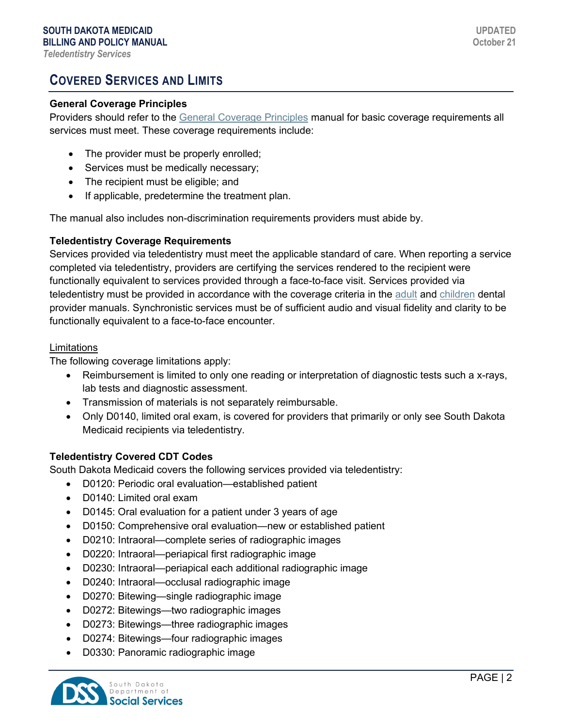## COVERED SERVICES AND LIMITS

### General Coverage Principles

Providers should refer to the General Coverage Principles manual for basic coverage requirements all services must meet. These coverage requirements include:

- The provider must be properly enrolled;
- Services must be medically necessary;
- The recipient must be eligible; and
- If applicable, predetermine the treatment plan.

The manual also includes non-discrimination requirements providers must abide by.

### Teledentistry Coverage Requirements

Services provided via teledentistry must meet the applicable standard of care. When reporting a service completed via teledentistry, providers are certifying the services rendered to the recipient were functionally equivalent to services provided through a face-to-face visit. Services provided via teledentistry must be provided in accordance with the coverage criteria in the adult and children dental provider manuals. Synchronistic services must be of sufficient audio and visual fidelity and clarity to be functionally equivalent to a face-to-face encounter.

Limitations

The following coverage limitations apply:

- Reimbursement is limited to only one reading or interpretation of diagnostic tests such a x-rays, lab tests and diagnostic assessment.
- Transmission of materials is not separately reimbursable.
- Only D0140, limited oral exam, is covered for providers that primarily or only see South Dakota Medicaid recipients via teledentistry.

### Teledentistry Covered CDT Codes

South Dakota Medicaid covers the following services provided via teledentistry:

- D0120: Periodic oral evaluation—established patient
- D0140: Limited oral exam
- D0145: Oral evaluation for a patient under 3 years of age
- D0150: Comprehensive oral evaluation—new or established patient
- D0210: Intraoral—complete series of radiographic images
- D0220: Intraoral—periapical first radiographic image
- D0230: Intraoral—periapical each additional radiographic image
- D0240: Intraoral—occlusal radiographic image
- D0270: Bitewing—single radiographic image
- D0272: Bitewings—two radiographic images
- D0273: Bitewings—three radiographic images
- D0274: Bitewings—four radiographic images
- D0330: Panoramic radiographic image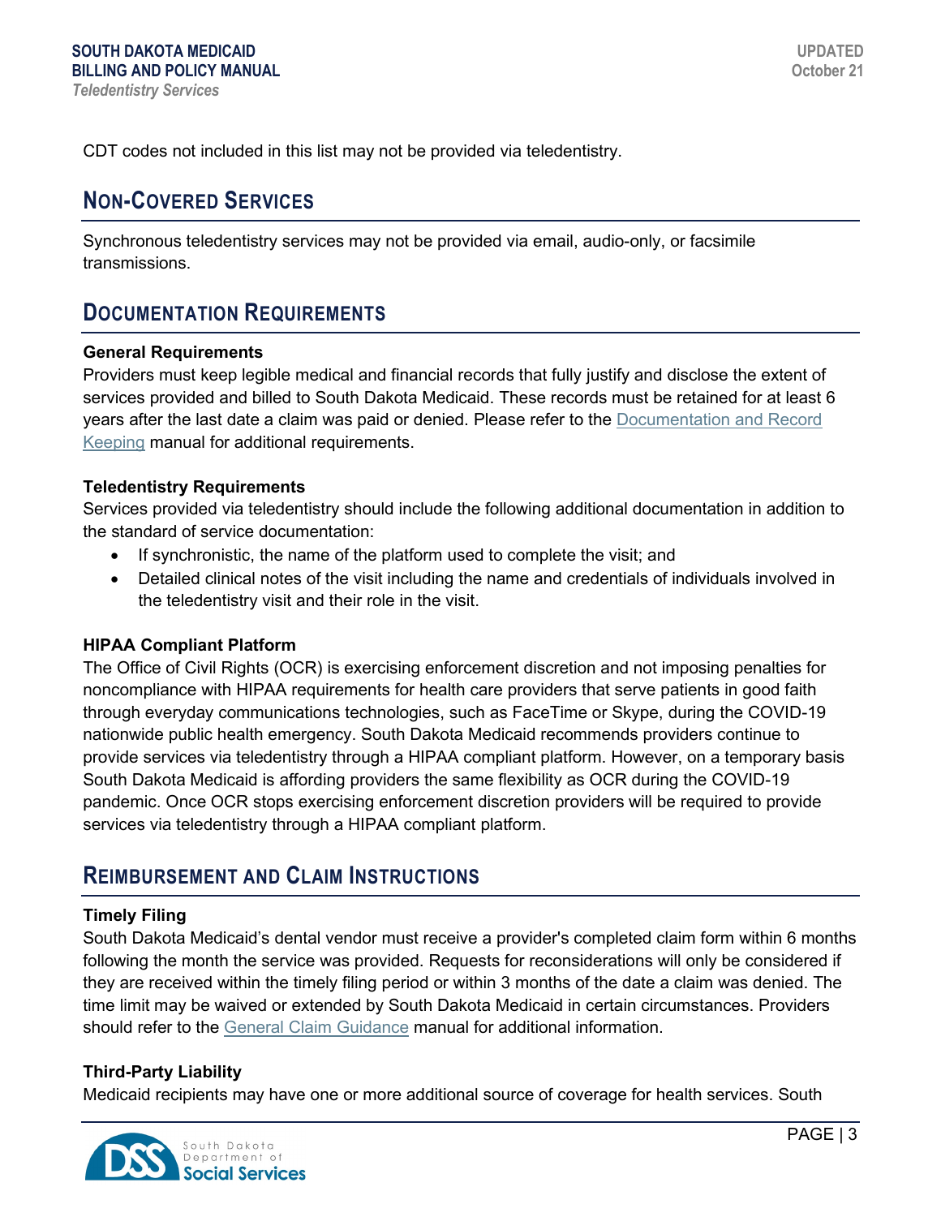CDT codes not included in this list may not be provided via teledentistry.

## Non-Covered Services

Synchronous teledentistry services may not be provided via email, audio-only, or facsimile transmissions.

## Documentation Requirements

**General Requirements**

Providers must keep legible medical and financial records that fully justify and disclose the extent of services provided and billed to South Dakota Medicaid. These records must be retained for at least 6 years after the last date a claim was paid or denied. Please refer to the Documentation and Record Keeping manual for additional requirements.

**Teledentistry Requirements**

Services provided via teledentistry should include the following additional documentation in addition to the standard of service documentation:

- If synchronistic, the name of the platform used to complete the visit; and
- Detailed clinical notes of the visit including the name and credentials of individuals involved in the teledentistry visit and their role in the visit.

**HIPAA Compliant Platform**

The Office of Civil Rights (OCR) is exercising enforcement discretion and not imposing penalties for noncompliance with HIPAA requirements for health care providers that serve patients in good faith through everyday communications technologies, such as FaceTime or Skype, during the COVID-19 nationwide public health emergency. South Dakota Medicaid recommends providers continue to provide services via teledentistry through a HIPAA compliant platform. However, on a temporary basis South Dakota Medicaid is affording providers the same flexibility as OCR during the COVID-19 pandemic. Once OCR stops exercising enforcement discretion providers will be required to provide services via teledentistry through a HIPAA compliant platform.

## Reimbursement and Claim Instructions

**Timely Filing**

South Dakota Medicaid's dental vendor must receive a provider's completed claim form within 6 months following the month the service was provided. Requests for reconsiderations will only be considered if they are received within the timely filing period or within 3 months of the date a claim was denied. The time limit may be waived or extended by South Dakota Medicaid in certain circumstances. Providers should refer to the General Claim Guidance manual for additional information.

**Third-Party Liability**

Medicaid recipients may have one or more additional source of coverage for health services. South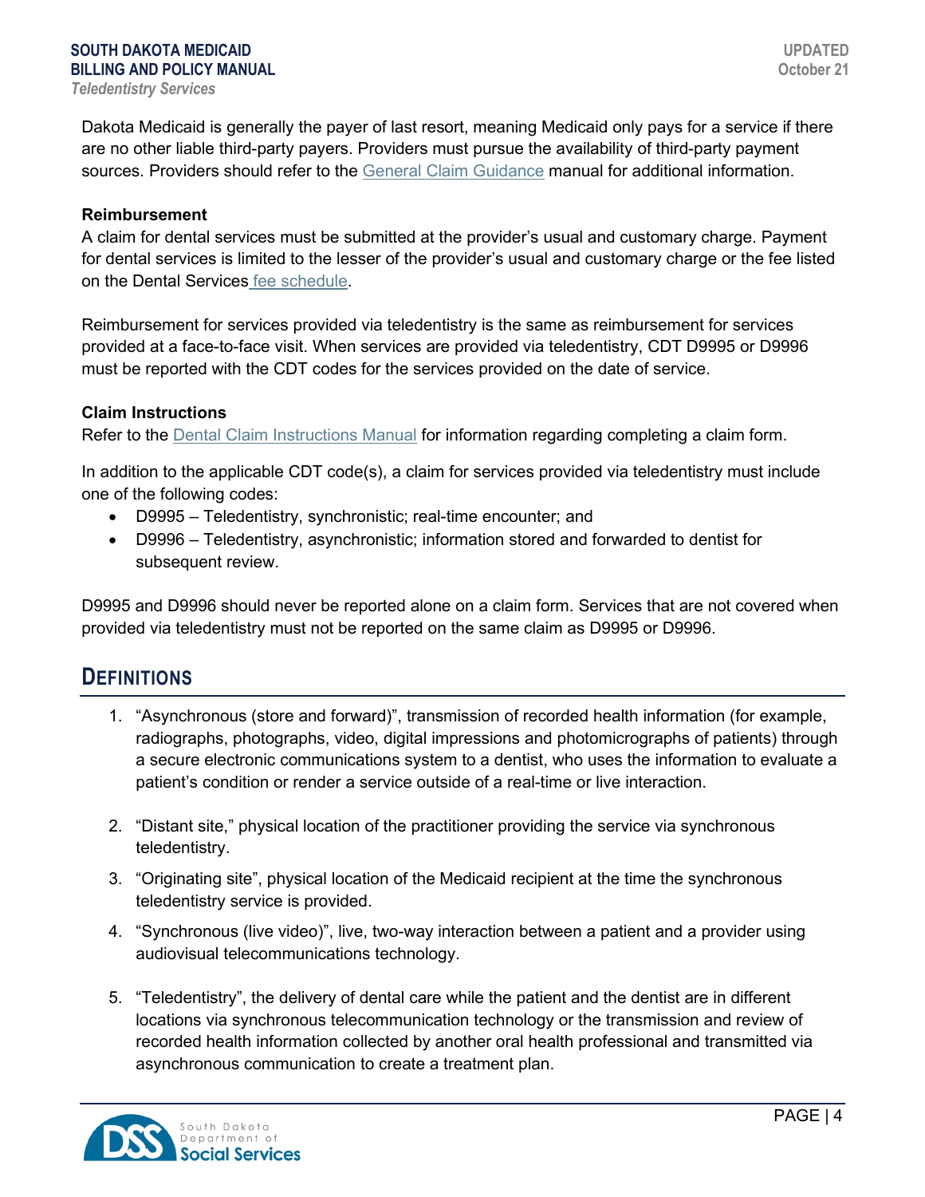Dakota Medicaid is generally the payer of last resort, meaning Medicaid only pays for a service if there are no other liable third-party payers. Providers must pursue the availability of third-party payment sources. Providers should refer to the General Claim Guidance manual for additional information.

**Reimbursement**

A claim for dental services must be submitted at the provider's usual and customary charge. Payment for dental services is limited to the lesser of the provider's usual and customary charge or the fee listed on the Dental Services fee schedule.

Reimbursement for services provided via teledentistry is the same as reimbursement for services provided at a face-to-face visit. When services are provided via teledentistry, CDT D9995 or D9996 must be reported with the CDT codes for the services provided on the date of service.

**Claim Instructions**

Refer to the Dental Claim Instructions Manual for information regarding completing a claim form.

In addition to the applicable CDT code(s), a claim for services provided via teledentistry must include one of the following codes:

- D9995 – Teledentistry, synchronistic; real-time encounter; and
- D9996 – Teledentistry, asynchronistic; information stored and forwarded to dentist for subsequent review.

D9995 and D9996 should never be reported alone on a claim form. Services that are not covered when provided via teledentistry must not be reported on the same claim as D9995 or D9996.

## Definitions

1. "Asynchronous (store and forward)", transmission of recorded health information (for example, radiographs, photographs, video, digital impressions and photomicrographs of patients) through a secure electronic communications system to a dentist, who uses the information to evaluate a patient's condition or render a service outside of a real-time or live interaction.

2. "Distant site," physical location of the practitioner providing the service via synchronous teledentistry.

3. "Originating site", physical location of the Medicaid recipient at the time the synchronous teledentistry service is provided.

4. "Synchronous (live video)", live, two-way interaction between a patient and a provider using audiovisual telecommunications technology.

5. "Teledentistry", the delivery of dental care while the patient and the dentist are in different locations via synchronous telecommunication technology or the transmission and review of recorded health information collected by another oral health professional and transmitted via asynchronous communication to create a treatment plan.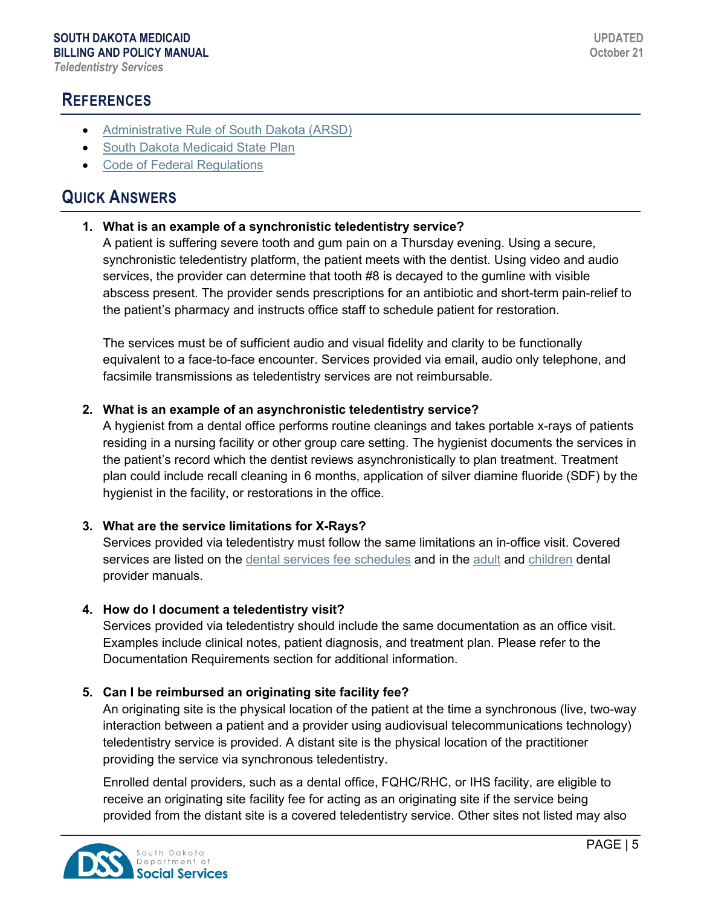## References

- Administrative Rule of South Dakota (ARSD)
- South Dakota Medicaid State Plan
- Code of Federal Regulations

## Quick Answers

1. **What is an example of a synchronistic teledentistry service?**
   A patient is suffering severe tooth and gum pain on a Thursday evening. Using a secure, synchronistic teledentistry platform, the patient meets with the dentist. Using video and audio services, the provider can determine that tooth #8 is decayed to the gumline with visible abscess present. The provider sends prescriptions for an antibiotic and short-term pain-relief to the patient's pharmacy and instructs office staff to schedule patient for restoration.

   The services must be of sufficient audio and visual fidelity and clarity to be functionally equivalent to a face-to-face encounter. Services provided via email, audio only telephone, and facsimile transmissions as teledentistry services are not reimbursable.

2. **What is an example of an asynchronistic teledentistry service?**
   A hygienist from a dental office performs routine cleanings and takes portable x-rays of patients residing in a nursing facility or other group care setting. The hygienist documents the services in the patient's record which the dentist reviews asynchronistically to plan treatment. Treatment plan could include recall cleaning in 6 months, application of silver diamine fluoride (SDF) by the hygienist in the facility, or restorations in the office.

3. **What are the service limitations for X-Rays?**
   Services provided via teledentistry must follow the same limitations an in-office visit. Covered services are listed on the dental services fee schedules and in the adult and children dental provider manuals.

4. **How do I document a teledentistry visit?**
   Services provided via teledentistry should include the same documentation as an office visit. Examples include clinical notes, patient diagnosis, and treatment plan. Please refer to the Documentation Requirements section for additional information.

5. **Can I be reimbursed an originating site facility fee?**
   An originating site is the physical location of the patient at the time a synchronous (live, two-way interaction between a patient and a provider using audiovisual telecommunications technology) teledentistry service is provided. A distant site is the physical location of the practitioner providing the service via synchronous teledentistry.

   Enrolled dental providers, such as a dental office, FQHC/RHC, or IHS facility, are eligible to receive an originating site facility fee for acting as an originating site if the service being provided from the distant site is a covered teledentistry service. Other sites not listed may also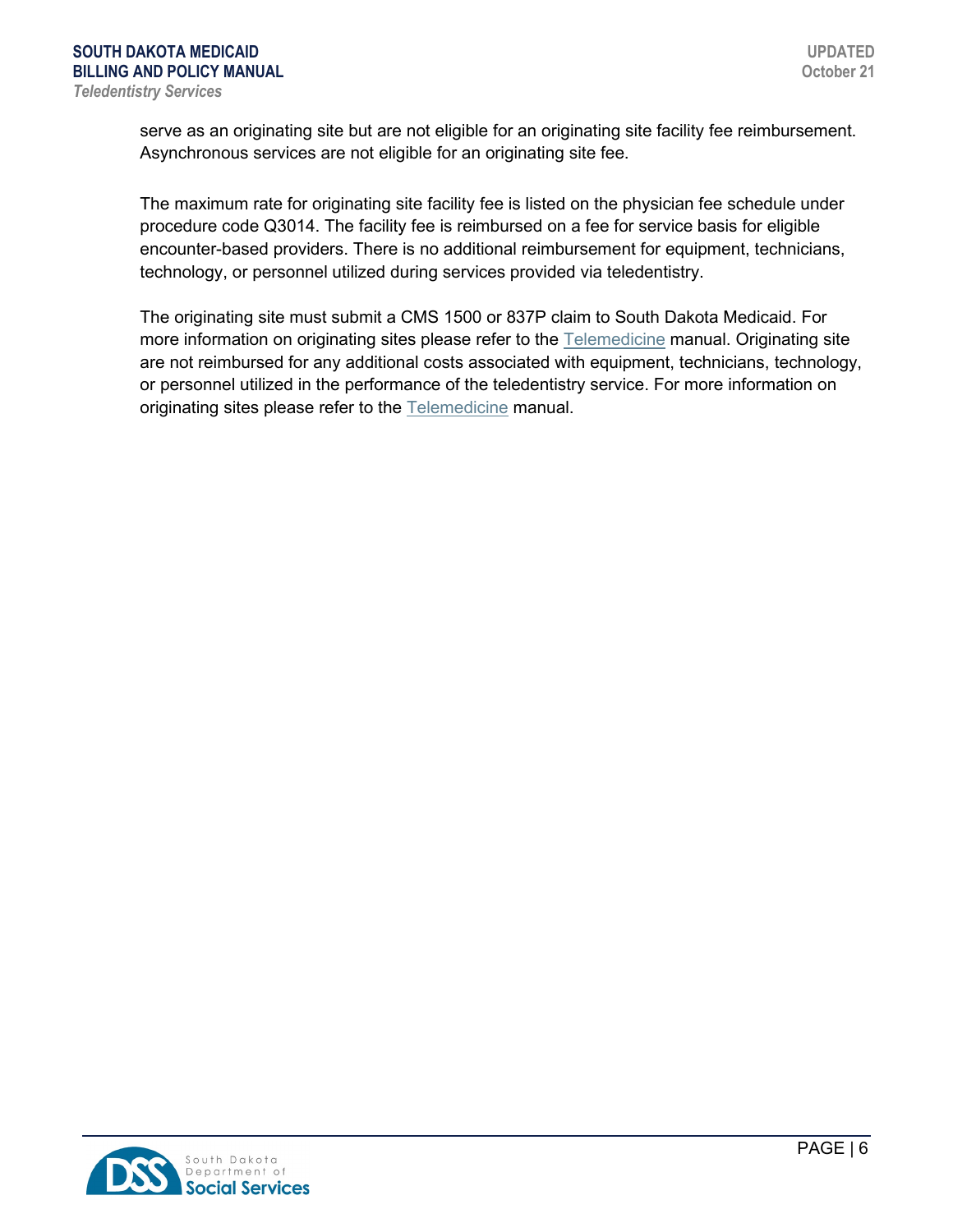serve as an originating site but are not eligible for an originating site facility fee reimbursement. Asynchronous services are not eligible for an originating site fee.

The maximum rate for originating site facility fee is listed on the physician fee schedule under procedure code Q3014. The facility fee is reimbursed on a fee for service basis for eligible encounter-based providers. There is no additional reimbursement for equipment, technicians, technology, or personnel utilized during services provided via teledentistry.

The originating site must submit a CMS 1500 or 837P claim to South Dakota Medicaid. For more information on originating sites please refer to the Telemedicine manual. Originating site are not reimbursed for any additional costs associated with equipment, technicians, technology, or personnel utilized in the performance of the teledentistry service. For more information on originating sites please refer to the Telemedicine manual.